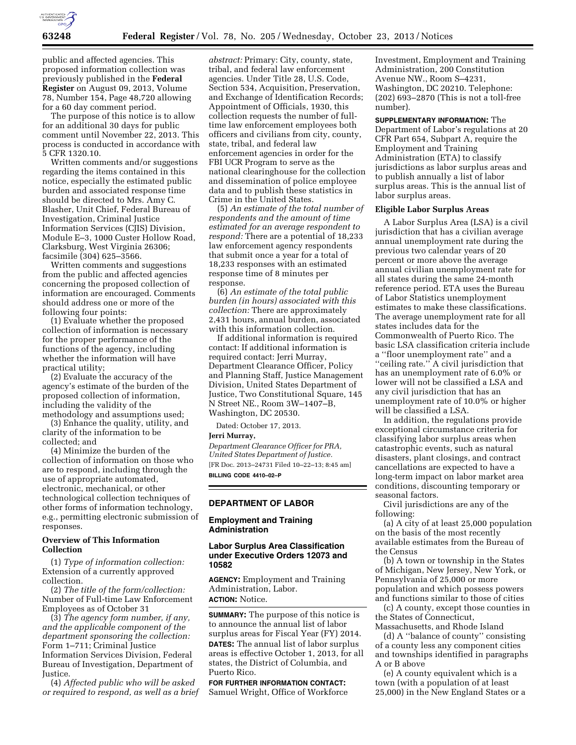public and affected agencies. This proposed information collection was previously published in the **Federal Register** on August 09, 2013, Volume 78, Number 154, Page 48,720 allowing for a 60 day comment period.

The purpose of this notice is to allow for an additional 30 days for public comment until November 22, 2013. This process is conducted in accordance with 5 CFR 1320.10.

Written comments and/or suggestions regarding the items contained in this notice, especially the estimated public burden and associated response time should be directed to Mrs. Amy C. Blasher, Unit Chief, Federal Bureau of Investigation, Criminal Justice Information Services (CJIS) Division, Module E–3, 1000 Custer Hollow Road, Clarksburg, West Virginia 26306; facsimile (304) 625–3566.

Written comments and suggestions from the public and affected agencies concerning the proposed collection of information are encouraged. Comments should address one or more of the following four points:

(1) Evaluate whether the proposed collection of information is necessary for the proper performance of the functions of the agency, including whether the information will have practical utility;

(2) Evaluate the accuracy of the agency's estimate of the burden of the proposed collection of information, including the validity of the methodology and assumptions used;

(3) Enhance the quality, utility, and clarity of the information to be collected; and

(4) Minimize the burden of the collection of information on those who are to respond, including through the use of appropriate automated, electronic, mechanical, or other technological collection techniques of other forms of information technology, e.g., permitting electronic submission of responses.

### Overview of This Information Collection

(1) *Type of information collection:* Extension of a currently approved collection.

(2) *The title of the form/collection:* Number of Full-time Law Enforcement Employees as of October 31

(3) *The agency form number, if any, and the applicable component of the department sponsoring the collection:* Form 1–711; Criminal Justice Information Services Division, Federal Bureau of Investigation, Department of Justice.

(4) *Affected public who will be asked or required to respond, as well as a brief abstract:* Primary: City, county, state, tribal, and federal law enforcement agencies. Under Title 28, U.S. Code, Section 534, Acquisition, Preservation, and Exchange of Identification Records; Appointment of Officials, 1930, this collection requests the number of full-time law enforcement employees both officers and civilians from city, county, state, tribal, and federal law enforcement agencies in order for the FBI UCR Program to serve as the national clearinghouse for the collection and dissemination of police employee data and to publish these statistics in Crime in the United States.

(5) *An estimate of the total number of respondents and the amount of time estimated for an average respondent to respond:* There are a potential of 18,233 law enforcement agency respondents that submit once a year for a total of 18,233 responses with an estimated response time of 8 minutes per response.

(6) *An estimate of the total public burden (in hours) associated with this collection:* There are approximately 2,431 hours, annual burden, associated with this information collection.

If additional information is required contact: If additional information is required contact: Jerri Murray, Department Clearance Officer, Policy and Planning Staff, Justice Management Division, United States Department of Justice, Two Constitutional Square, 145 N Street NE., Room 3W–1407–B, Washington, DC 20530.

Dated: October 17, 2013.

**Jerri Murray,**

*Department Clearance Officer for PRA, United States Department of Justice.*

[FR Doc. 2013–24731 Filed 10–22–13; 8:45 am]

**BILLING CODE 4410–02–P**

## DEPARTMENT OF LABOR

### Employment and Training Administration

### Labor Surplus Area Classification under Executive Orders 12073 and 10582

**AGENCY:** Employment and Training Administration, Labor.

**ACTION:** Notice.

**SUMMARY:** The purpose of this notice is to announce the annual list of labor surplus areas for Fiscal Year (FY) 2014.

**DATES:** The annual list of labor surplus areas is effective October 1, 2013, for all states, the District of Columbia, and Puerto Rico.

**FOR FURTHER INFORMATION CONTACT:** Samuel Wright, Office of Workforce Investment, Employment and Training Administration, 200 Constitution Avenue NW., Room S–4231, Washington, DC 20210. Telephone: (202) 693–2870 (This is not a toll-free number).

**SUPPLEMENTARY INFORMATION:** The Department of Labor's regulations at 20 CFR Part 654, Subpart A, require the Employment and Training Administration (ETA) to classify jurisdictions as labor surplus areas and to publish annually a list of labor surplus areas. This is the annual list of labor surplus areas.

### Eligible Labor Surplus Areas

A Labor Surplus Area (LSA) is a civil jurisdiction that has a civilian average annual unemployment rate during the previous two calendar years of 20 percent or more above the average annual civilian unemployment rate for all states during the same 24-month reference period. ETA uses the Bureau of Labor Statistics unemployment estimates to make these classifications. The average unemployment rate for all states includes data for the Commonwealth of Puerto Rico. The basic LSA classification criteria include a ''floor unemployment rate'' and a ''ceiling rate.'' A civil jurisdiction that has an unemployment rate of 6.0% or lower will not be classified a LSA and any civil jurisdiction that has an unemployment rate of 10.0% or higher will be classified a LSA.

In addition, the regulations provide exceptional circumstance criteria for classifying labor surplus areas when catastrophic events, such as natural disasters, plant closings, and contract cancellations are expected to have a long-term impact on labor market area conditions, discounting temporary or seasonal factors.

Civil jurisdictions are any of the following:

(a) A city of at least 25,000 population on the basis of the most recently available estimates from the Bureau of the Census

(b) A town or township in the States of Michigan, New Jersey, New York, or Pennsylvania of 25,000 or more population and which possess powers and functions similar to those of cities

(c) A county, except those counties in the States of Connecticut, Massachusetts, and Rhode Island

(d) A ''balance of county'' consisting of a county less any component cities and townships identified in paragraphs A or B above

(e) A county equivalent which is a town (with a population of at least 25,000) in the New England States or a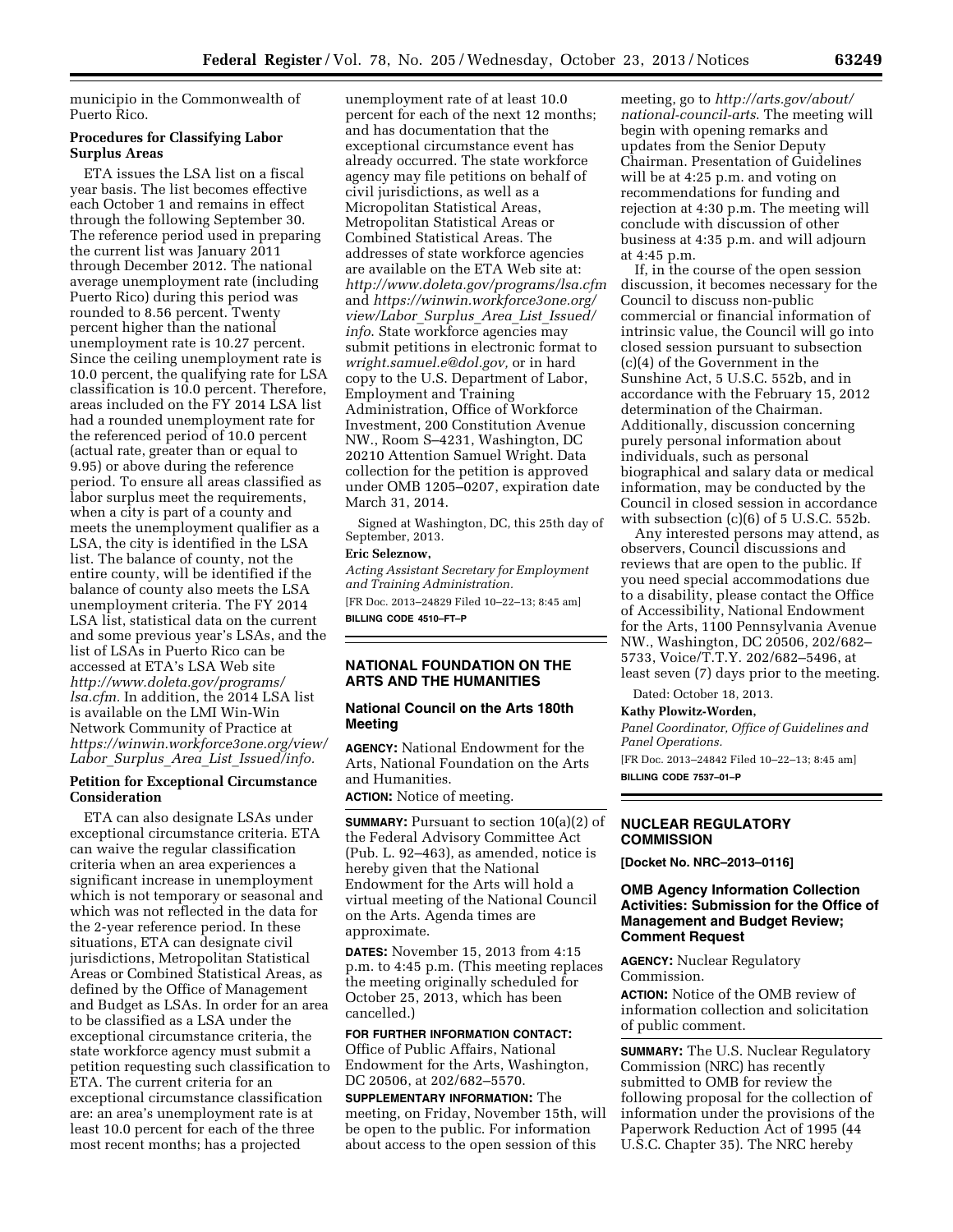municipio in the Commonwealth of Puerto Rico.

**Procedures for Classifying Labor Surplus Areas**

ETA issues the LSA list on a fiscal year basis. The list becomes effective each October 1 and remains in effect through the following September 30. The reference period used in preparing the current list was January 2011 through December 2012. The national average unemployment rate (including Puerto Rico) during this period was rounded to 8.56 percent. Twenty percent higher than the national unemployment rate is 10.27 percent. Since the ceiling unemployment rate is 10.0 percent, the qualifying rate for LSA classification is 10.0 percent. Therefore, areas included on the FY 2014 LSA list had a rounded unemployment rate for the referenced period of 10.0 percent (actual rate, greater than or equal to 9.95) or above during the reference period. To ensure all areas classified as labor surplus meet the requirements, when a city is part of a county and meets the unemployment qualifier as a LSA, the city is identified in the LSA list. The balance of county, not the entire county, will be identified if the balance of county also meets the LSA unemployment criteria. The FY 2014 LSA list, statistical data on the current and some previous year's LSAs, and the list of LSAs in Puerto Rico can be accessed at ETA's LSA Web site *http://www.doleta.gov/programs/lsa.cfm.* In addition, the 2014 LSA list is available on the LMI Win-Win Network Community of Practice at *https://winwin.workforce3one.org/view/Labor_Surplus_Area_List_Issued/info.*

**Petition for Exceptional Circumstance Consideration**

ETA can also designate LSAs under exceptional circumstance criteria. ETA can waive the regular classification criteria when an area experiences a significant increase in unemployment which is not temporary or seasonal and which was not reflected in the data for the 2-year reference period. In these situations, ETA can designate civil jurisdictions, Metropolitan Statistical Areas or Combined Statistical Areas, as defined by the Office of Management and Budget as LSAs. In order for an area to be classified as a LSA under the exceptional circumstance criteria, the state workforce agency must submit a petition requesting such classification to ETA. The current criteria for an exceptional circumstance classification are: an area's unemployment rate is at least 10.0 percent for each of the three most recent months; has a projected unemployment rate of at least 10.0 percent for each of the next 12 months; and has documentation that the exceptional circumstance event has already occurred. The state workforce agency may file petitions on behalf of civil jurisdictions, as well as a Micropolitan Statistical Areas, Metropolitan Statistical Areas or Combined Statistical Areas. The addresses of state workforce agencies are available on the ETA Web site at: *http://www.doleta.gov/programs/lsa.cfm* and *https://winwin.workforce3one.org/view/Labor_Surplus_Area_List_Issued/info.* State workforce agencies may submit petitions in electronic format to *wright.samuel.e@dol.gov,* or in hard copy to the U.S. Department of Labor, Employment and Training Administration, Office of Workforce Investment, 200 Constitution Avenue NW., Room S–4231, Washington, DC 20210 Attention Samuel Wright. Data collection for the petition is approved under OMB 1205–0207, expiration date March 31, 2014.

Signed at Washington, DC, this 25th day of September, 2013.

**Eric Seleznow,**

*Acting Assistant Secretary for Employment and Training Administration.*

[FR Doc. 2013–24829 Filed 10–22–13; 8:45 am]

**BILLING CODE 4510–FT–P**

## NATIONAL FOUNDATION ON THE ARTS AND THE HUMANITIES

### National Council on the Arts 180th Meeting

**AGENCY:** National Endowment for the Arts, National Foundation on the Arts and Humanities.

**ACTION:** Notice of meeting.

**SUMMARY:** Pursuant to section 10(a)(2) of the Federal Advisory Committee Act (Pub. L. 92–463), as amended, notice is hereby given that the National Endowment for the Arts will hold a virtual meeting of the National Council on the Arts. Agenda times are approximate.

**DATES:** November 15, 2013 from 4:15 p.m. to 4:45 p.m. (This meeting replaces the meeting originally scheduled for October 25, 2013, which has been cancelled.)

**FOR FURTHER INFORMATION CONTACT:** Office of Public Affairs, National Endowment for the Arts, Washington, DC 20506, at 202/682–5570.

**SUPPLEMENTARY INFORMATION:** The meeting, on Friday, November 15th, will be open to the public. For information about access to the open session of this meeting, go to *http://arts.gov/about/national-council-arts.* The meeting will begin with opening remarks and updates from the Senior Deputy Chairman. Presentation of Guidelines will be at 4:25 p.m. and voting on recommendations for funding and rejection at 4:30 p.m. The meeting will conclude with discussion of other business at 4:35 p.m. and will adjourn at 4:45 p.m.

If, in the course of the open session discussion, it becomes necessary for the Council to discuss non-public commercial or financial information of intrinsic value, the Council will go into closed session pursuant to subsection (c)(4) of the Government in the Sunshine Act, 5 U.S.C. 552b, and in accordance with the February 15, 2012 determination of the Chairman. Additionally, discussion concerning purely personal information about individuals, such as personal biographical and salary data or medical information, may be conducted by the Council in closed session in accordance with subsection (c)(6) of 5 U.S.C. 552b.

Any interested persons may attend, as observers, Council discussions and reviews that are open to the public. If you need special accommodations due to a disability, please contact the Office of Accessibility, National Endowment for the Arts, 1100 Pennsylvania Avenue NW., Washington, DC 20506, 202/682–5733, Voice/T.T.Y. 202/682–5496, at least seven (7) days prior to the meeting.

Dated: October 18, 2013.

**Kathy Plowitz-Worden,**

*Panel Coordinator, Office of Guidelines and Panel Operations.*

[FR Doc. 2013–24842 Filed 10–22–13; 8:45 am]

**BILLING CODE 7537–01–P**

## NUCLEAR REGULATORY COMMISSION

**[Docket No. NRC–2013–0116]**

### OMB Agency Information Collection Activities: Submission for the Office of Management and Budget Review; Comment Request

**AGENCY:** Nuclear Regulatory Commission.

**ACTION:** Notice of the OMB review of information collection and solicitation of public comment.

**SUMMARY:** The U.S. Nuclear Regulatory Commission (NRC) has recently submitted to OMB for review the following proposal for the collection of information under the provisions of the Paperwork Reduction Act of 1995 (44 U.S.C. Chapter 35). The NRC hereby